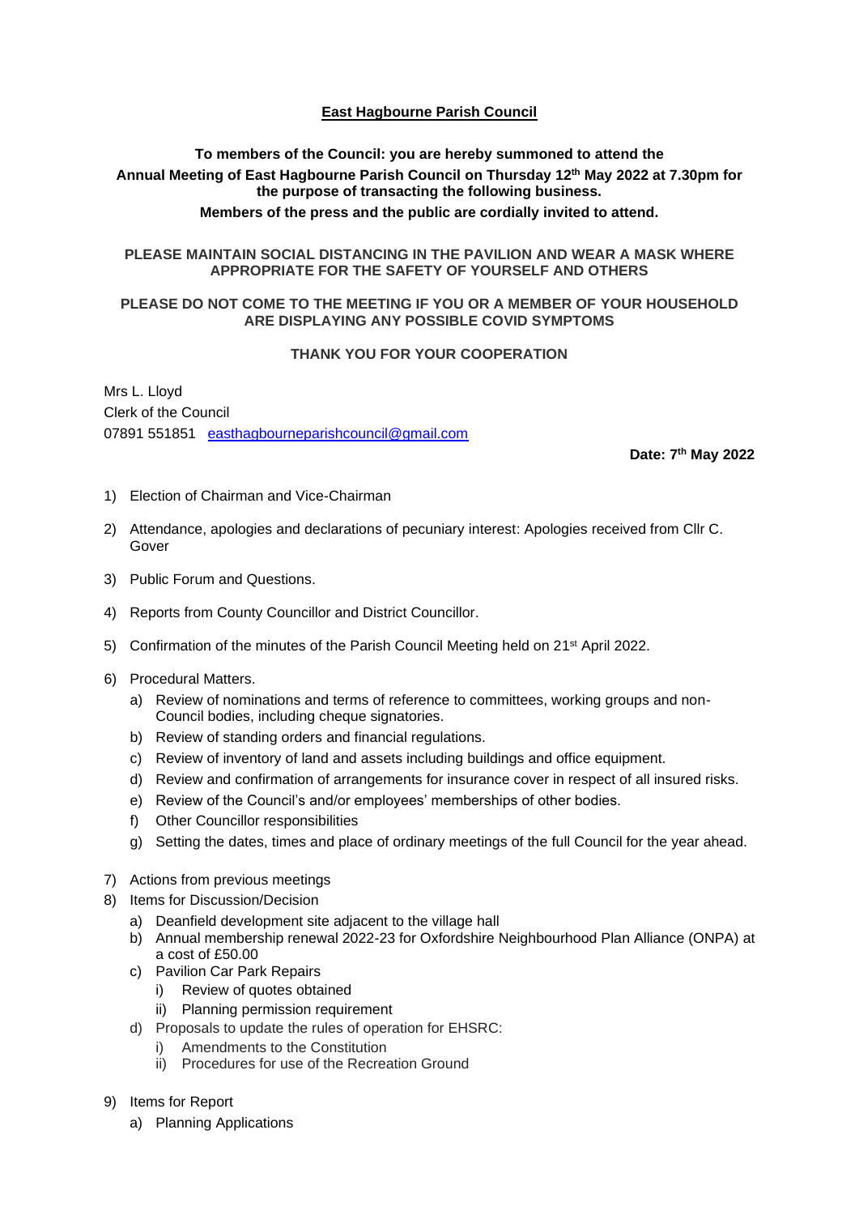# East Hagbourne Parish Council

**To members of the Council: you are hereby summoned to attend the Annual Meeting of East Hagbourne Parish Council on Thursday 12th May 2022 at 7.30pm for the purpose of transacting the following business.**

**Members of the press and the public are cordially invited to attend.**

**PLEASE MAINTAIN SOCIAL DISTANCING IN THE PAVILION AND WEAR A MASK WHERE APPROPRIATE FOR THE SAFETY OF YOURSELF AND OTHERS**

**PLEASE DO NOT COME TO THE MEETING IF YOU OR A MEMBER OF YOUR HOUSEHOLD ARE DISPLAYING ANY POSSIBLE COVID SYMPTOMS**

**THANK YOU FOR YOUR COOPERATION**

Mrs L. Lloyd
Clerk of the Council
07891 551851 easthagbourneparishcouncil@gmail.com

**Date: 7th May 2022**

1) Election of Chairman and Vice-Chairman
2) Attendance, apologies and declarations of pecuniary interest: Apologies received from Cllr C. Gover
3) Public Forum and Questions.
4) Reports from County Councillor and District Councillor.
5) Confirmation of the minutes of the Parish Council Meeting held on 21st April 2022.
6) Procedural Matters.
   a) Review of nominations and terms of reference to committees, working groups and non-Council bodies, including cheque signatories.
   b) Review of standing orders and financial regulations.
   c) Review of inventory of land and assets including buildings and office equipment.
   d) Review and confirmation of arrangements for insurance cover in respect of all insured risks.
   e) Review of the Council's and/or employees' memberships of other bodies.
   f) Other Councillor responsibilities
   g) Setting the dates, times and place of ordinary meetings of the full Council for the year ahead.
7) Actions from previous meetings
8) Items for Discussion/Decision
   a) Deanfield development site adjacent to the village hall
   b) Annual membership renewal 2022-23 for Oxfordshire Neighbourhood Plan Alliance (ONPA) at a cost of £50.00
   c) Pavilion Car Park Repairs
      i) Review of quotes obtained
      ii) Planning permission requirement
   d) Proposals to update the rules of operation for EHSRC:
      i) Amendments to the Constitution
      ii) Procedures for use of the Recreation Ground
9) Items for Report
   a) Planning Applications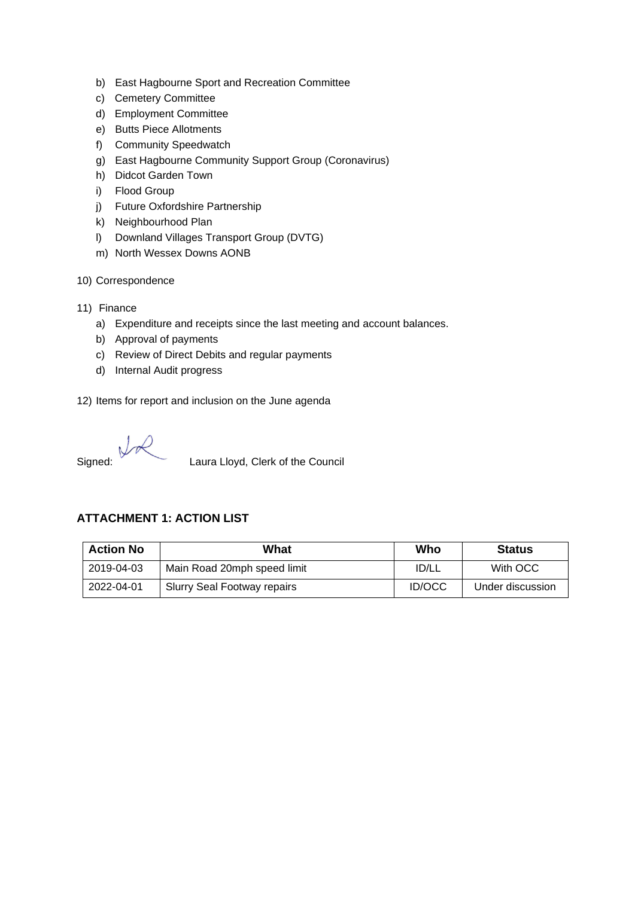b) East Hagbourne Sport and Recreation Committee
c) Cemetery Committee
d) Employment Committee
e) Butts Piece Allotments
f) Community Speedwatch
g) East Hagbourne Community Support Group (Coronavirus)
h) Didcot Garden Town
i) Flood Group
j) Future Oxfordshire Partnership
k) Neighbourhood Plan
l) Downland Villages Transport Group (DVTG)
m) North Wessex Downs AONB

10) Correspondence

11) Finance
    a) Expenditure and receipts since the last meeting and account balances.
    b) Approval of payments
    c) Review of Direct Debits and regular payments
    d) Internal Audit progress

12) Items for report and inclusion on the June agenda

Signed: Laura Lloyd, Clerk of the Council

**ATTACHMENT 1: ACTION LIST**

| Action No | What | Who | Status |
|---|---|---|---|
| 2019-04-03 | Main Road 20mph speed limit | ID/LL | With OCC |
| 2022-04-01 | Slurry Seal Footway repairs | ID/OCC | Under discussion |